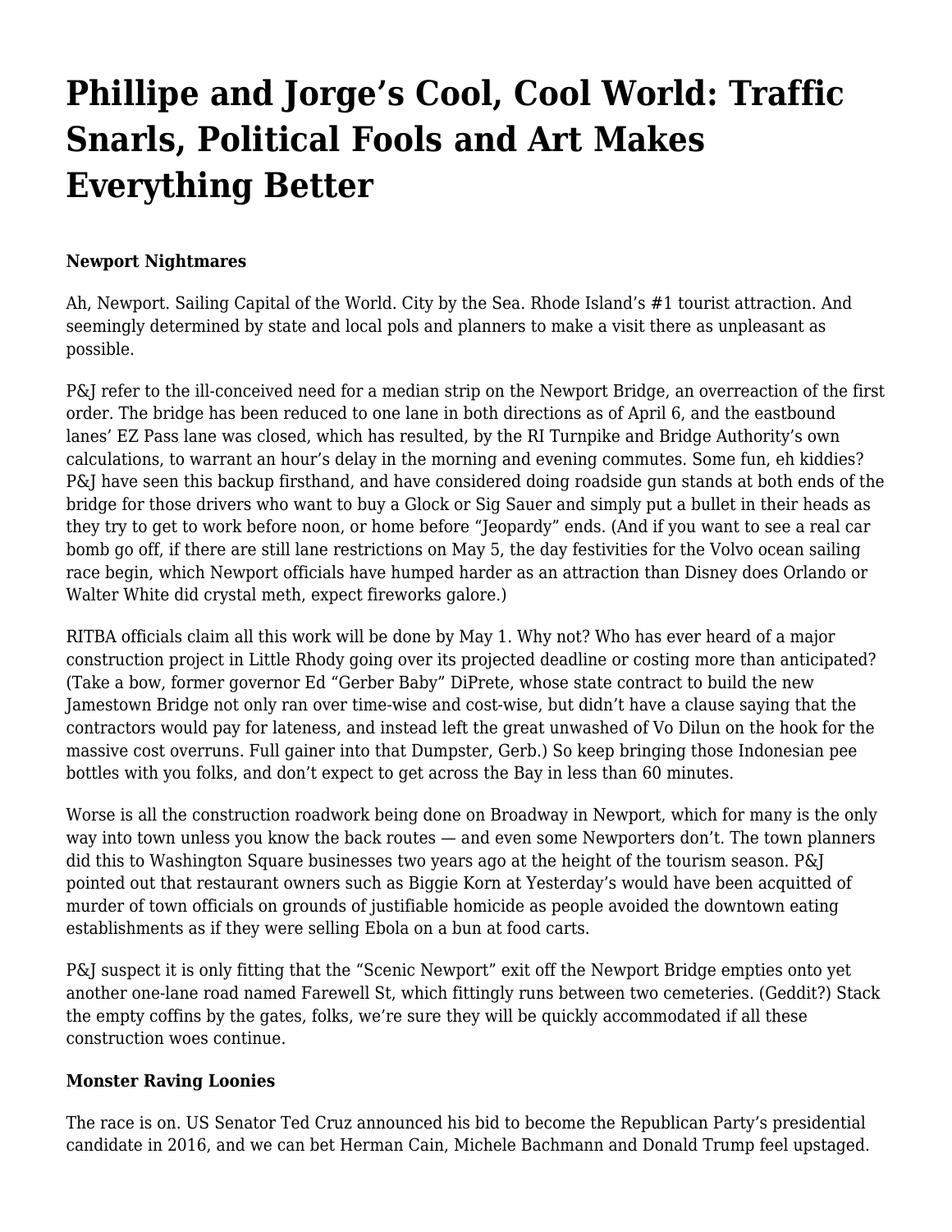# Phillipe and Jorge's Cool, Cool World: Traffic Snarls, Political Fools and Art Makes Everything Better

**Newport Nightmares**

Ah, Newport. Sailing Capital of the World. City by the Sea. Rhode Island's #1 tourist attraction. And seemingly determined by state and local pols and planners to make a visit there as unpleasant as possible.

P&J refer to the ill-conceived need for a median strip on the Newport Bridge, an overreaction of the first order. The bridge has been reduced to one lane in both directions as of April 6, and the eastbound lanes' EZ Pass lane was closed, which has resulted, by the RI Turnpike and Bridge Authority's own calculations, to warrant an hour's delay in the morning and evening commutes. Some fun, eh kiddies? P&J have seen this backup firsthand, and have considered doing roadside gun stands at both ends of the bridge for those drivers who want to buy a Glock or Sig Sauer and simply put a bullet in their heads as they try to get to work before noon, or home before "Jeopardy" ends. (And if you want to see a real car bomb go off, if there are still lane restrictions on May 5, the day festivities for the Volvo ocean sailing race begin, which Newport officials have humped harder as an attraction than Disney does Orlando or Walter White did crystal meth, expect fireworks galore.)

RITBA officials claim all this work will be done by May 1. Why not? Who has ever heard of a major construction project in Little Rhody going over its projected deadline or costing more than anticipated? (Take a bow, former governor Ed "Gerber Baby" DiPrete, whose state contract to build the new Jamestown Bridge not only ran over time-wise and cost-wise, but didn't have a clause saying that the contractors would pay for lateness, and instead left the great unwashed of Vo Dilun on the hook for the massive cost overruns. Full gainer into that Dumpster, Gerb.) So keep bringing those Indonesian pee bottles with you folks, and don't expect to get across the Bay in less than 60 minutes.

Worse is all the construction roadwork being done on Broadway in Newport, which for many is the only way into town unless you know the back routes — and even some Newporters don't. The town planners did this to Washington Square businesses two years ago at the height of the tourism season. P&J pointed out that restaurant owners such as Biggie Korn at Yesterday's would have been acquitted of murder of town officials on grounds of justifiable homicide as people avoided the downtown eating establishments as if they were selling Ebola on a bun at food carts.

P&J suspect it is only fitting that the "Scenic Newport" exit off the Newport Bridge empties onto yet another one-lane road named Farewell St, which fittingly runs between two cemeteries. (Geddit?) Stack the empty coffins by the gates, folks, we're sure they will be quickly accommodated if all these construction woes continue.

**Monster Raving Loonies**

The race is on. US Senator Ted Cruz announced his bid to become the Republican Party's presidential candidate in 2016, and we can bet Herman Cain, Michele Bachmann and Donald Trump feel upstaged.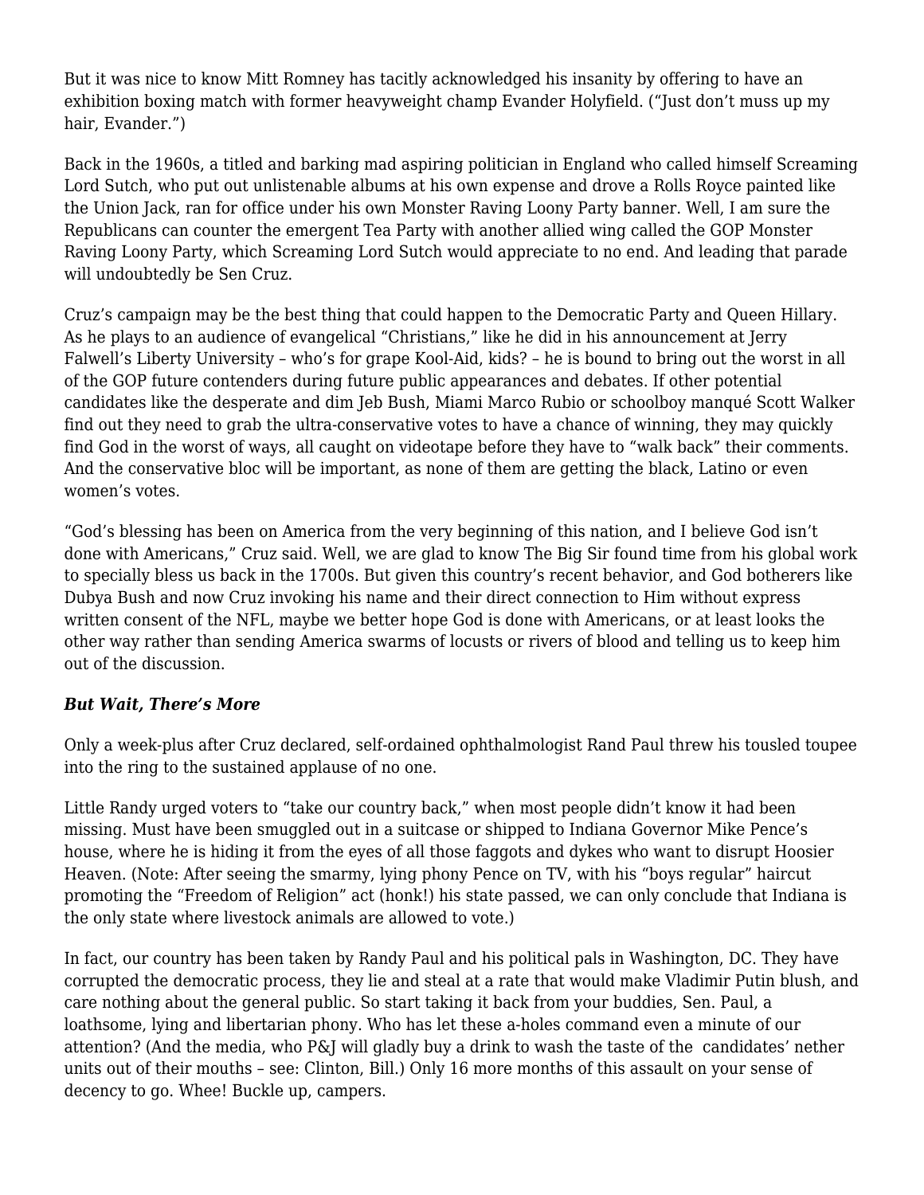But it was nice to know Mitt Romney has tacitly acknowledged his insanity by offering to have an exhibition boxing match with former heavyweight champ Evander Holyfield. ("Just don't muss up my hair, Evander.")

Back in the 1960s, a titled and barking mad aspiring politician in England who called himself Screaming Lord Sutch, who put out unlistenable albums at his own expense and drove a Rolls Royce painted like the Union Jack, ran for office under his own Monster Raving Loony Party banner. Well, I am sure the Republicans can counter the emergent Tea Party with another allied wing called the GOP Monster Raving Loony Party, which Screaming Lord Sutch would appreciate to no end. And leading that parade will undoubtedly be Sen Cruz.

Cruz's campaign may be the best thing that could happen to the Democratic Party and Queen Hillary. As he plays to an audience of evangelical "Christians," like he did in his announcement at Jerry Falwell's Liberty University – who's for grape Kool-Aid, kids? – he is bound to bring out the worst in all of the GOP future contenders during future public appearances and debates. If other potential candidates like the desperate and dim Jeb Bush, Miami Marco Rubio or schoolboy manqué Scott Walker find out they need to grab the ultra-conservative votes to have a chance of winning, they may quickly find God in the worst of ways, all caught on videotape before they have to "walk back" their comments. And the conservative bloc will be important, as none of them are getting the black, Latino or even women's votes.

"God's blessing has been on America from the very beginning of this nation, and I believe God isn't done with Americans," Cruz said. Well, we are glad to know The Big Sir found time from his global work to specially bless us back in the 1700s. But given this country's recent behavior, and God botherers like Dubya Bush and now Cruz invoking his name and their direct connection to Him without express written consent of the NFL, maybe we better hope God is done with Americans, or at least looks the other way rather than sending America swarms of locusts or rivers of blood and telling us to keep him out of the discussion.

***But Wait, There's More***

Only a week-plus after Cruz declared, self-ordained ophthalmologist Rand Paul threw his tousled toupee into the ring to the sustained applause of no one.

Little Randy urged voters to "take our country back," when most people didn't know it had been missing. Must have been smuggled out in a suitcase or shipped to Indiana Governor Mike Pence's house, where he is hiding it from the eyes of all those faggots and dykes who want to disrupt Hoosier Heaven. (Note: After seeing the smarmy, lying phony Pence on TV, with his "boys regular" haircut promoting the "Freedom of Religion" act (honk!) his state passed, we can only conclude that Indiana is the only state where livestock animals are allowed to vote.)

In fact, our country has been taken by Randy Paul and his political pals in Washington, DC. They have corrupted the democratic process, they lie and steal at a rate that would make Vladimir Putin blush, and care nothing about the general public. So start taking it back from your buddies, Sen. Paul, a loathsome, lying and libertarian phony. Who has let these a-holes command even a minute of our attention? (And the media, who P&J will gladly buy a drink to wash the taste of the candidates' nether units out of their mouths – see: Clinton, Bill.) Only 16 more months of this assault on your sense of decency to go. Whee! Buckle up, campers.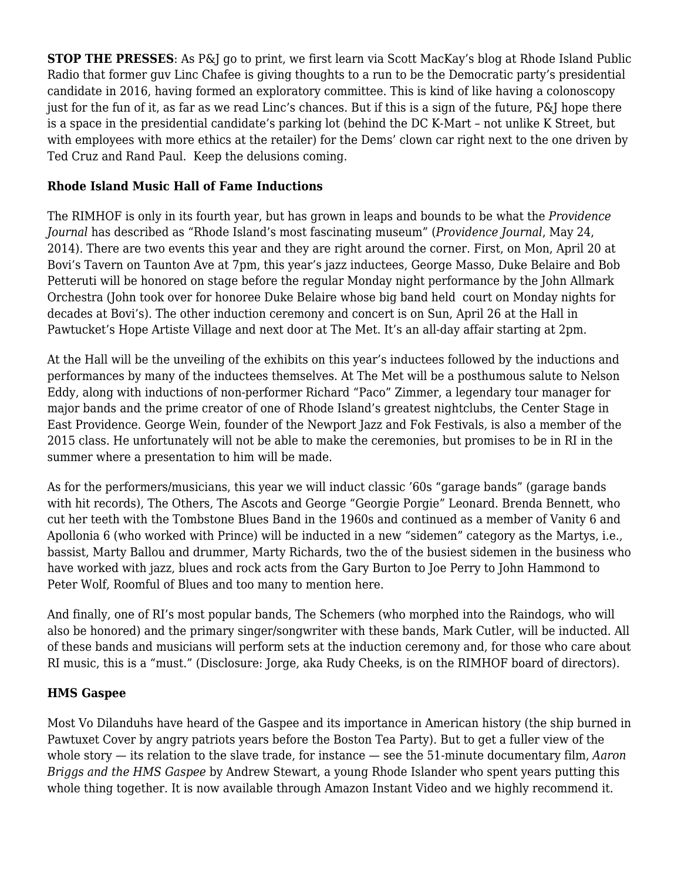**STOP THE PRESSES**: As P&J go to print, we first learn via Scott MacKay's blog at Rhode Island Public Radio that former guv Linc Chafee is giving thoughts to a run to be the Democratic party's presidential candidate in 2016, having formed an exploratory committee. This is kind of like having a colonoscopy just for the fun of it, as far as we read Linc's chances. But if this is a sign of the future, P&J hope there is a space in the presidential candidate's parking lot (behind the DC K-Mart – not unlike K Street, but with employees with more ethics at the retailer) for the Dems' clown car right next to the one driven by Ted Cruz and Rand Paul.  Keep the delusions coming.

**Rhode Island Music Hall of Fame Inductions**

The RIMHOF is only in its fourth year, but has grown in leaps and bounds to be what the *Providence Journal* has described as "Rhode Island's most fascinating museum" (*Providence Journal*, May 24, 2014). There are two events this year and they are right around the corner. First, on Mon, April 20 at Bovi's Tavern on Taunton Ave at 7pm, this year's jazz inductees, George Masso, Duke Belaire and Bob Petteruti will be honored on stage before the regular Monday night performance by the John Allmark Orchestra (John took over for honoree Duke Belaire whose big band held  court on Monday nights for decades at Bovi's). The other induction ceremony and concert is on Sun, April 26 at the Hall in Pawtucket's Hope Artiste Village and next door at The Met. It's an all-day affair starting at 2pm.

At the Hall will be the unveiling of the exhibits on this year's inductees followed by the inductions and performances by many of the inductees themselves. At The Met will be a posthumous salute to Nelson Eddy, along with inductions of non-performer Richard "Paco" Zimmer, a legendary tour manager for major bands and the prime creator of one of Rhode Island's greatest nightclubs, the Center Stage in East Providence. George Wein, founder of the Newport Jazz and Fok Festivals, is also a member of the 2015 class. He unfortunately will not be able to make the ceremonies, but promises to be in RI in the summer where a presentation to him will be made.

As for the performers/musicians, this year we will induct classic '60s "garage bands" (garage bands with hit records), The Others, The Ascots and George "Georgie Porgie" Leonard. Brenda Bennett, who cut her teeth with the Tombstone Blues Band in the 1960s and continued as a member of Vanity 6 and Apollonia 6 (who worked with Prince) will be inducted in a new "sidemen" category as the Martys, i.e., bassist, Marty Ballou and drummer, Marty Richards, two the of the busiest sidemen in the business who have worked with jazz, blues and rock acts from the Gary Burton to Joe Perry to John Hammond to Peter Wolf, Roomful of Blues and too many to mention here.

And finally, one of RI's most popular bands, The Schemers (who morphed into the Raindogs, who will also be honored) and the primary singer/songwriter with these bands, Mark Cutler, will be inducted. All of these bands and musicians will perform sets at the induction ceremony and, for those who care about RI music, this is a "must." (Disclosure: Jorge, aka Rudy Cheeks, is on the RIMHOF board of directors).

**HMS Gaspee**

Most Vo Dilanduhs have heard of the Gaspee and its importance in American history (the ship burned in Pawtuxet Cover by angry patriots years before the Boston Tea Party). But to get a fuller view of the whole story — its relation to the slave trade, for instance — see the 51-minute documentary film, *Aaron Briggs and the HMS Gaspee* by Andrew Stewart, a young Rhode Islander who spent years putting this whole thing together. It is now available through Amazon Instant Video and we highly recommend it.